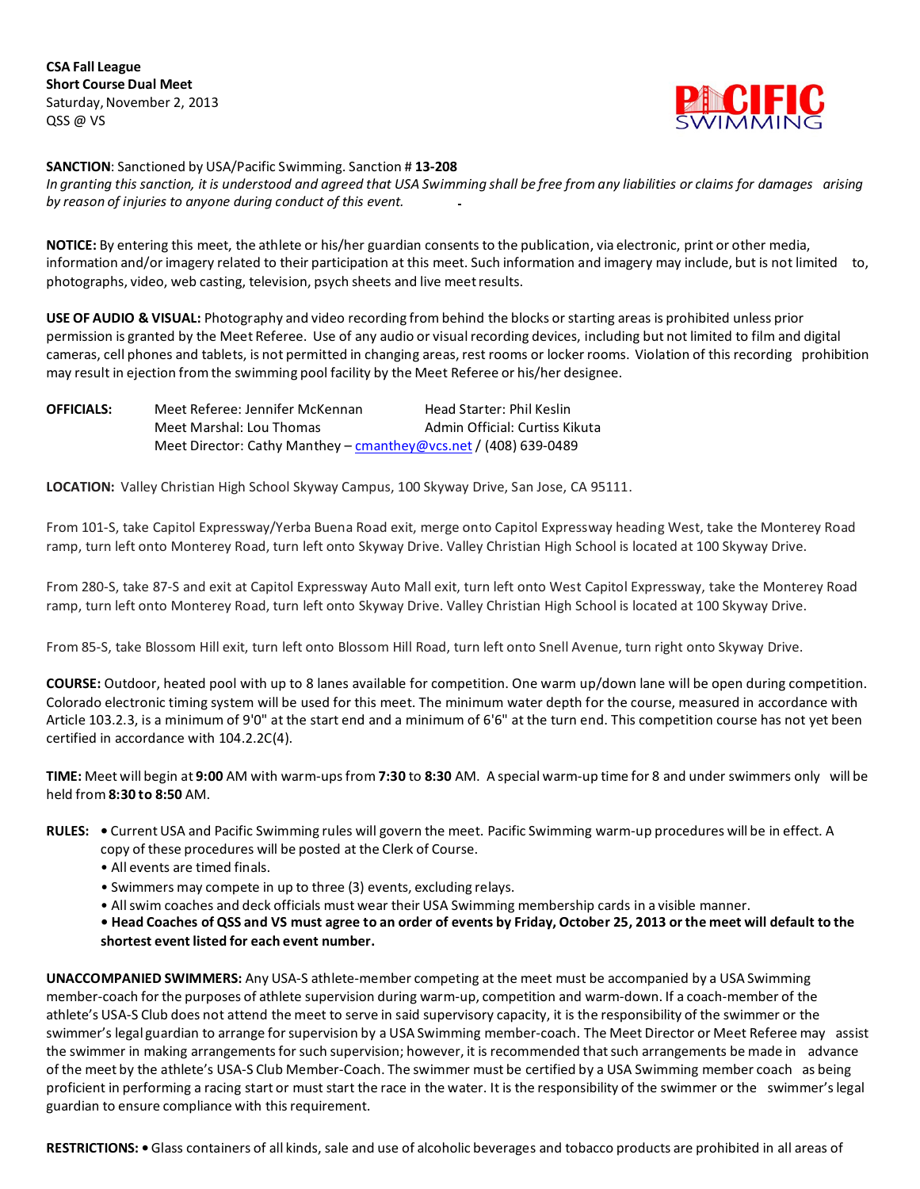**CSA Fall League**
**Short Course Dual Meet**
Saturday, November 2, 2013
QSS @ VS

**SANCTION**: Sanctioned by USA/Pacific Swimming. Sanction # **13-208**
*In granting this sanction, it is understood and agreed that USA Swimming shall be free from any liabilities or claims for damages arising by reason of injuries to anyone during conduct of this event.*

**NOTICE:** By entering this meet, the athlete or his/her guardian consents to the publication, via electronic, print or other media, information and/or imagery related to their participation at this meet. Such information and imagery may include, but is not limited to, photographs, video, web casting, television, psych sheets and live meet results.

**USE OF AUDIO & VISUAL:** Photography and video recording from behind the blocks or starting areas is prohibited unless prior permission is granted by the Meet Referee. Use of any audio or visual recording devices, including but not limited to film and digital cameras, cell phones and tablets, is not permitted in changing areas, rest rooms or locker rooms. Violation of this recording prohibition may result in ejection from the swimming pool facility by the Meet Referee or his/her designee.

**OFFICIALS:** Meet Referee: Jennifer McKennan — Head Starter: Phil Keslin
Meet Marshal: Lou Thomas — Admin Official: Curtiss Kikuta
Meet Director: Cathy Manthey – cmanthey@vcs.net / (408) 639-0489

**LOCATION:** Valley Christian High School Skyway Campus, 100 Skyway Drive, San Jose, CA 95111.

From 101-S, take Capitol Expressway/Yerba Buena Road exit, merge onto Capitol Expressway heading West, take the Monterey Road ramp, turn left onto Monterey Road, turn left onto Skyway Drive. Valley Christian High School is located at 100 Skyway Drive.

From 280-S, take 87-S and exit at Capitol Expressway Auto Mall exit, turn left onto West Capitol Expressway, take the Monterey Road ramp, turn left onto Monterey Road, turn left onto Skyway Drive. Valley Christian High School is located at 100 Skyway Drive.

From 85-S, take Blossom Hill exit, turn left onto Blossom Hill Road, turn left onto Snell Avenue, turn right onto Skyway Drive.

**COURSE:** Outdoor, heated pool with up to 8 lanes available for competition. One warm up/down lane will be open during competition. Colorado electronic timing system will be used for this meet. The minimum water depth for the course, measured in accordance with Article 103.2.3, is a minimum of 9'0" at the start end and a minimum of 6'6" at the turn end. This competition course has not yet been certified in accordance with 104.2.2C(4).

**TIME:** Meet will begin at **9:00** AM with warm-ups from **7:30** to **8:30** AM. A special warm-up time for 8 and under swimmers only will be held from **8:30 to 8:50** AM.

**RULES:**
- Current USA and Pacific Swimming rules will govern the meet. Pacific Swimming warm-up procedures will be in effect. A copy of these procedures will be posted at the Clerk of Course.
- All events are timed finals.
- Swimmers may compete in up to three (3) events, excluding relays.
- All swim coaches and deck officials must wear their USA Swimming membership cards in a visible manner.
- **Head Coaches of QSS and VS must agree to an order of events by Friday, October 25, 2013 or the meet will default to the shortest event listed for each event number.**

**UNACCOMPANIED SWIMMERS:** Any USA-S athlete-member competing at the meet must be accompanied by a USA Swimming member-coach for the purposes of athlete supervision during warm-up, competition and warm-down. If a coach-member of the athlete's USA-S Club does not attend the meet to serve in said supervisory capacity, it is the responsibility of the swimmer or the swimmer's legal guardian to arrange for supervision by a USA Swimming member-coach. The Meet Director or Meet Referee may assist the swimmer in making arrangements for such supervision; however, it is recommended that such arrangements be made in advance of the meet by the athlete's USA-S Club Member-Coach. The swimmer must be certified by a USA Swimming member coach as being proficient in performing a racing start or must start the race in the water. It is the responsibility of the swimmer or the swimmer's legal guardian to ensure compliance with this requirement.

**RESTRICTIONS:** • Glass containers of all kinds, sale and use of alcoholic beverages and tobacco products are prohibited in all areas of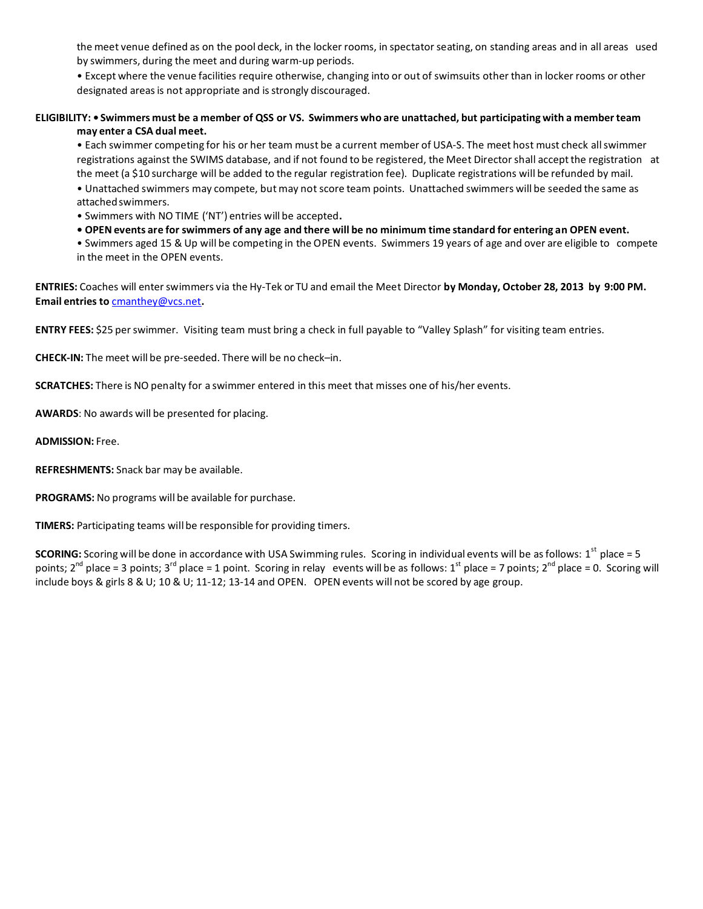the meet venue defined as on the pool deck, in the locker rooms, in spectator seating, on standing areas and in all areas used by swimmers, during the meet and during warm-up periods.

• Except where the venue facilities require otherwise, changing into or out of swimsuits other than in locker rooms or other designated areas is not appropriate and is strongly discouraged.

**ELIGIBILITY: • Swimmers must be a member of QSS or VS. Swimmers who are unattached, but participating with a member team may enter a CSA dual meet.**

• Each swimmer competing for his or her team must be a current member of USA-S. The meet host must check all swimmer registrations against the SWIMS database, and if not found to be registered, the Meet Director shall accept the registration at the meet (a $10 surcharge will be added to the regular registration fee). Duplicate registrations will be refunded by mail.

• Unattached swimmers may compete, but may not score team points. Unattached swimmers will be seeded the same as attached swimmers.

• Swimmers with NO TIME ('NT') entries will be accepted**.**

**• OPEN events are for swimmers of any age and there will be no minimum time standard for entering an OPEN event.**

• Swimmers aged 15 & Up will be competing in the OPEN events. Swimmers 19 years of age and over are eligible to compete in the meet in the OPEN events.

**ENTRIES:** Coaches will enter swimmers via the Hy-Tek or TU and email the Meet Director **by Monday, October 28, 2013 by 9:00 PM. Email entries to** cmanthey@vcs.net**.**

**ENTRY FEES:** $25 per swimmer. Visiting team must bring a check in full payable to "Valley Splash" for visiting team entries.

**CHECK-IN:** The meet will be pre-seeded. There will be no check–in.

**SCRATCHES:** There is NO penalty for a swimmer entered in this meet that misses one of his/her events.

**AWARDS**: No awards will be presented for placing.

**ADMISSION:** Free.

**REFRESHMENTS:** Snack bar may be available.

**PROGRAMS:** No programs will be available for purchase.

**TIMERS:** Participating teams will be responsible for providing timers.

**SCORING:** Scoring will be done in accordance with USA Swimming rules. Scoring in individual events will be as follows: 1st place = 5 points; 2nd place = 3 points; 3rd place = 1 point. Scoring in relay events will be as follows: 1st place = 7 points; 2nd place = 0. Scoring will include boys & girls 8 & U; 10 & U; 11-12; 13-14 and OPEN. OPEN events will not be scored by age group.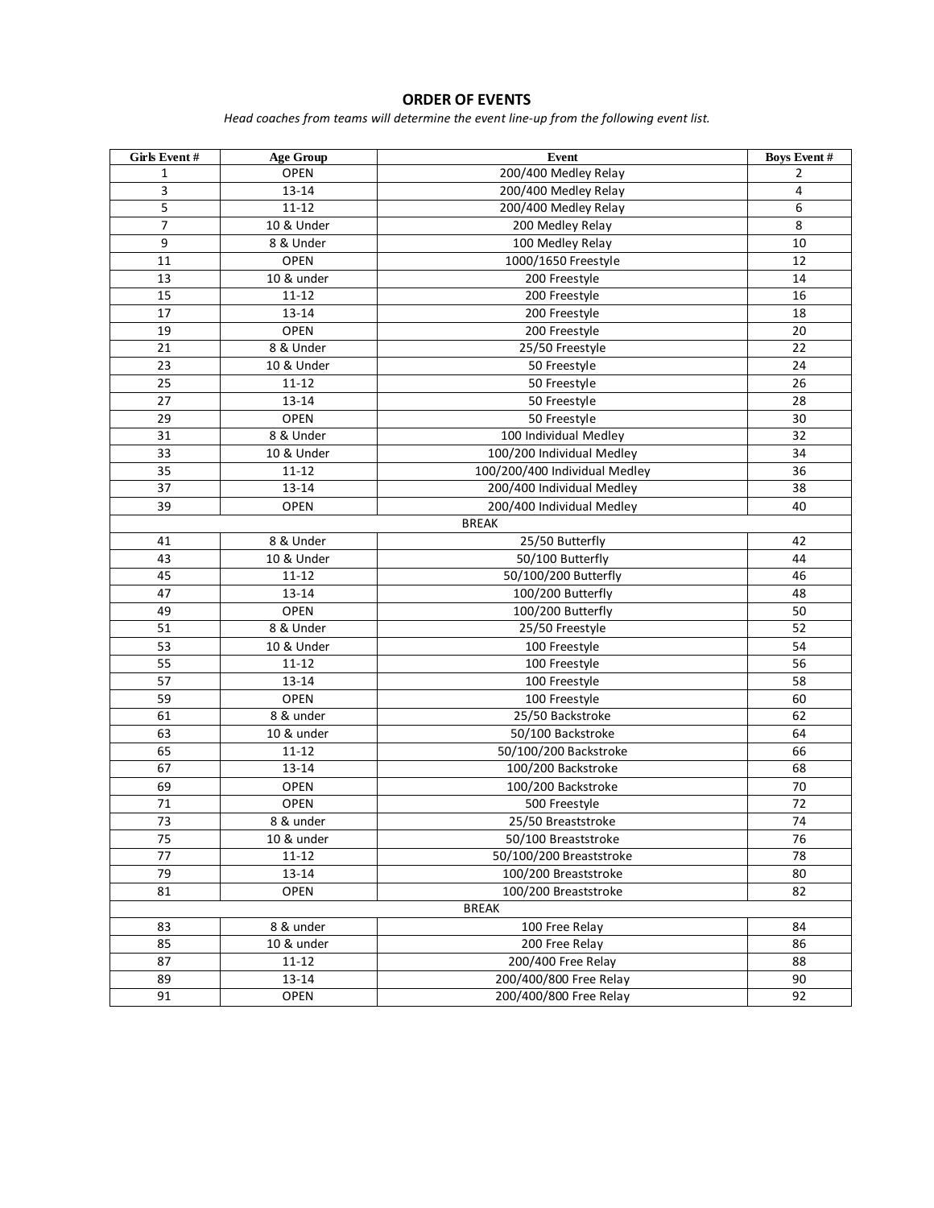## ORDER OF EVENTS

*Head coaches from teams will determine the event line-up from the following event list.*

| Girls Event # | Age Group | Event | Boys Event # |
|---|---|---|---|
| 1 | OPEN | 200/400 Medley Relay | 2 |
| 3 | 13-14 | 200/400 Medley Relay | 4 |
| 5 | 11-12 | 200/400 Medley Relay | 6 |
| 7 | 10 & Under | 200 Medley Relay | 8 |
| 9 | 8 & Under | 100 Medley Relay | 10 |
| 11 | OPEN | 1000/1650 Freestyle | 12 |
| 13 | 10 & under | 200 Freestyle | 14 |
| 15 | 11-12 | 200 Freestyle | 16 |
| 17 | 13-14 | 200 Freestyle | 18 |
| 19 | OPEN | 200 Freestyle | 20 |
| 21 | 8 & Under | 25/50 Freestyle | 22 |
| 23 | 10 & Under | 50 Freestyle | 24 |
| 25 | 11-12 | 50 Freestyle | 26 |
| 27 | 13-14 | 50 Freestyle | 28 |
| 29 | OPEN | 50 Freestyle | 30 |
| 31 | 8 & Under | 100 Individual Medley | 32 |
| 33 | 10 & Under | 100/200 Individual Medley | 34 |
| 35 | 11-12 | 100/200/400 Individual Medley | 36 |
| 37 | 13-14 | 200/400 Individual Medley | 38 |
| 39 | OPEN | 200/400 Individual Medley | 40 |
| | | BREAK | |
| 41 | 8 & Under | 25/50 Butterfly | 42 |
| 43 | 10 & Under | 50/100 Butterfly | 44 |
| 45 | 11-12 | 50/100/200 Butterfly | 46 |
| 47 | 13-14 | 100/200 Butterfly | 48 |
| 49 | OPEN | 100/200 Butterfly | 50 |
| 51 | 8 & Under | 25/50 Freestyle | 52 |
| 53 | 10 & Under | 100 Freestyle | 54 |
| 55 | 11-12 | 100 Freestyle | 56 |
| 57 | 13-14 | 100 Freestyle | 58 |
| 59 | OPEN | 100 Freestyle | 60 |
| 61 | 8 & under | 25/50 Backstroke | 62 |
| 63 | 10 & under | 50/100 Backstroke | 64 |
| 65 | 11-12 | 50/100/200 Backstroke | 66 |
| 67 | 13-14 | 100/200 Backstroke | 68 |
| 69 | OPEN | 100/200 Backstroke | 70 |
| 71 | OPEN | 500 Freestyle | 72 |
| 73 | 8 & under | 25/50 Breaststroke | 74 |
| 75 | 10 & under | 50/100 Breaststroke | 76 |
| 77 | 11-12 | 50/100/200 Breaststroke | 78 |
| 79 | 13-14 | 100/200 Breaststroke | 80 |
| 81 | OPEN | 100/200 Breaststroke | 82 |
| | | BREAK | |
| 83 | 8 & under | 100 Free Relay | 84 |
| 85 | 10 & under | 200 Free Relay | 86 |
| 87 | 11-12 | 200/400 Free Relay | 88 |
| 89 | 13-14 | 200/400/800 Free Relay | 90 |
| 91 | OPEN | 200/400/800 Free Relay | 92 |